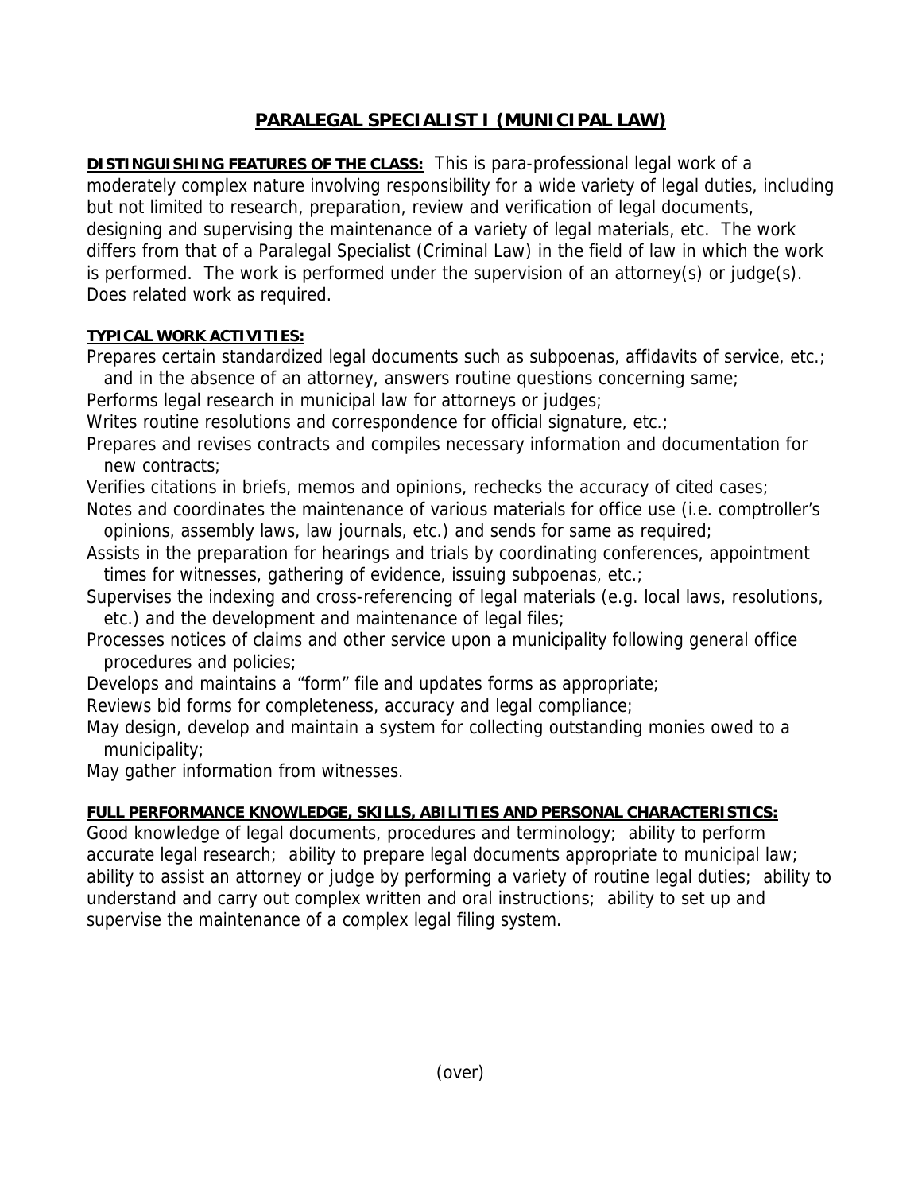# PARALEGAL SPECIALIST I (MUNICIPAL LAW)

**DISTINGUISHING FEATURES OF THE CLASS:** This is para-professional legal work of a moderately complex nature involving responsibility for a wide variety of legal duties, including but not limited to research, preparation, review and verification of legal documents, designing and supervising the maintenance of a variety of legal materials, etc. The work differs from that of a Paralegal Specialist (Criminal Law) in the field of law in which the work is performed. The work is performed under the supervision of an attorney(s) or judge(s). Does related work as required.

**TYPICAL WORK ACTIVITIES:**

Prepares certain standardized legal documents such as subpoenas, affidavits of service, etc.; and in the absence of an attorney, answers routine questions concerning same;

Performs legal research in municipal law for attorneys or judges;

Writes routine resolutions and correspondence for official signature, etc.;

Prepares and revises contracts and compiles necessary information and documentation for new contracts;

Verifies citations in briefs, memos and opinions, rechecks the accuracy of cited cases;

Notes and coordinates the maintenance of various materials for office use (i.e. comptroller's opinions, assembly laws, law journals, etc.) and sends for same as required;

Assists in the preparation for hearings and trials by coordinating conferences, appointment times for witnesses, gathering of evidence, issuing subpoenas, etc.;

Supervises the indexing and cross-referencing of legal materials (e.g. local laws, resolutions, etc.) and the development and maintenance of legal files;

Processes notices of claims and other service upon a municipality following general office procedures and policies;

Develops and maintains a "form" file and updates forms as appropriate;

Reviews bid forms for completeness, accuracy and legal compliance;

May design, develop and maintain a system for collecting outstanding monies owed to a municipality;

May gather information from witnesses.

**FULL PERFORMANCE KNOWLEDGE, SKILLS, ABILITIES AND PERSONAL CHARACTERISTICS:**

Good knowledge of legal documents, procedures and terminology; ability to perform accurate legal research; ability to prepare legal documents appropriate to municipal law; ability to assist an attorney or judge by performing a variety of routine legal duties; ability to understand and carry out complex written and oral instructions; ability to set up and supervise the maintenance of a complex legal filing system.

(over)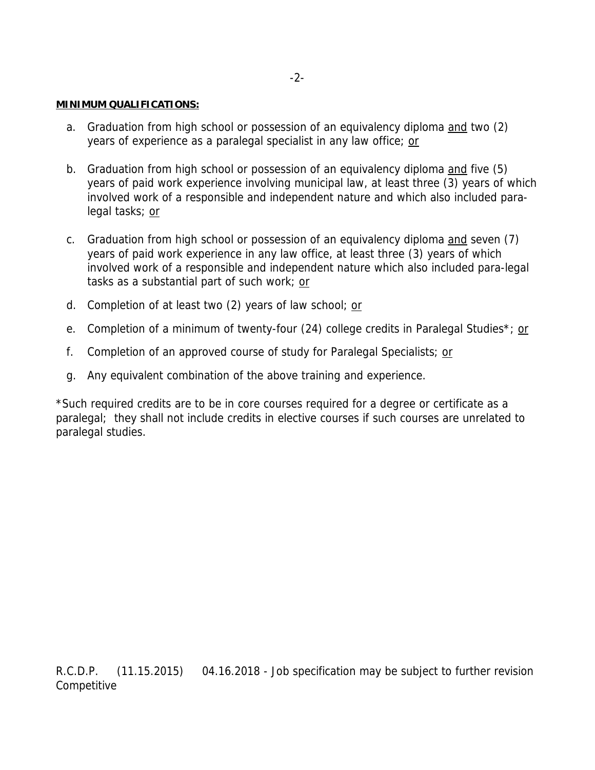**MINIMUM QUALIFICATIONS:**

a. Graduation from high school or possession of an equivalency diploma and two (2) years of experience as a paralegal specialist in any law office; or

b. Graduation from high school or possession of an equivalency diploma and five (5) years of paid work experience involving municipal law, at least three (3) years of which involved work of a responsible and independent nature and which also included para-legal tasks; or

c. Graduation from high school or possession of an equivalency diploma and seven (7) years of paid work experience in any law office, at least three (3) years of which involved work of a responsible and independent nature which also included para-legal tasks as a substantial part of such work; or

d. Completion of at least two (2) years of law school; or

e. Completion of a minimum of twenty-four (24) college credits in Paralegal Studies*; or

f. Completion of an approved course of study for Paralegal Specialists; or

g. Any equivalent combination of the above training and experience.

*Such required credits are to be in core courses required for a degree or certificate as a paralegal; they shall not include credits in elective courses if such courses are unrelated to paralegal studies.

R.C.D.P. (11.15.2015) 04.16.2018 - Job specification may be subject to further revision
Competitive